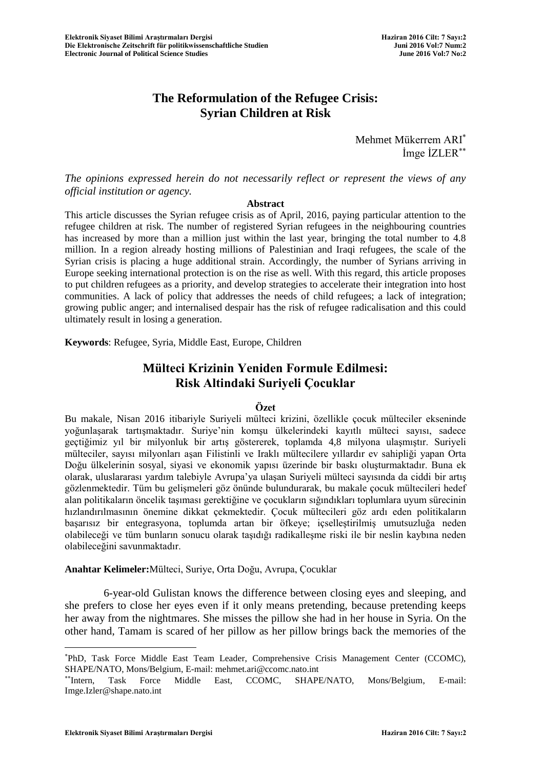# The Reformulation of the Refugee Crisis: Syrian Children at Risk

Mehmet Mükerrem ARI[*]
İmge İZLER[**]

*The opinions expressed herein do not necessarily reflect or represent the views of any official institution or agency.*

**Abstract**

This article discusses the Syrian refugee crisis as of April, 2016, paying particular attention to the refugee children at risk. The number of registered Syrian refugees in the neighbouring countries has increased by more than a million just within the last year, bringing the total number to 4.8 million. In a region already hosting millions of Palestinian and Iraqi refugees, the scale of the Syrian crisis is placing a huge additional strain. Accordingly, the number of Syrians arriving in Europe seeking international protection is on the rise as well. With this regard, this article proposes to put children refugees as a priority, and develop strategies to accelerate their integration into host communities. A lack of policy that addresses the needs of child refugees; a lack of integration; growing public anger; and internalised despair has the risk of refugee radicalisation and this could ultimately result in losing a generation.

**Keywords**: Refugee, Syria, Middle East, Europe, Children

# Mülteci Krizinin Yeniden Formule Edilmesi: Risk Altindaki Suriyeli Çocuklar

**Özet**

Bu makale, Nisan 2016 itibariyle Suriyeli mülteci krizini, özellikle çocuk mülteciler ekseninde yoğunlaşarak tartışmaktadır. Suriye'nin komşu ülkelerindeki kayıtlı mülteci sayısı, sadece geçtiğimiz yıl bir milyonluk bir artış göstererek, toplamda 4,8 milyona ulaşmıştır. Suriyeli mülteciler, sayısı milyonları aşan Filistinli ve Iraklı mültecilere yıllardır ev sahipliği yapan Orta Doğu ülkelerinin sosyal, siyasi ve ekonomik yapısı üzerinde bir baskı oluşturmaktadır. Buna ek olarak, uluslararası yardım talebiyle Avrupa'ya ulaşan Suriyeli mülteci sayısında da ciddi bir artış gözlenmektedir. Tüm bu gelişmeleri göz önünde bulundurarak, bu makale çocuk mültecileri hedef alan politikaların öncelik taşıması gerektiğine ve çocukların sığındıkları toplumlara uyum sürecinin hızlandırılmasının önemine dikkat çekmektedir. Çocuk mültecileri göz ardı eden politikaların başarısız bir entegrasyona, toplumda artan bir öfkeye; içselleştirilmiş umutsuzluğa neden olabileceği ve tüm bunların sonucu olarak taşıdığı radikalleşme riski ile bir neslin kaybına neden olabileceğini savunmaktadır.

**Anahtar Kelimeler:**Mülteci, Suriye, Orta Doğu, Avrupa, Çocuklar

6-year-old Gulistan knows the difference between closing eyes and sleeping, and she prefers to close her eyes even if it only means pretending, because pretending keeps her away from the nightmares. She misses the pillow she had in her house in Syria. On the other hand, Tamam is scared of her pillow as her pillow brings back the memories of the

---

[*] PhD, Task Force Middle East Team Leader, Comprehensive Crisis Management Center (CCOMC), SHAPE/NATO, Mons/Belgium, E-mail: mehmet.ari@ccomc.nato.int

[**] Intern, Task Force Middle East, CCOMC, SHAPE/NATO, Mons/Belgium, E-mail: Imge.Izler@shape.nato.int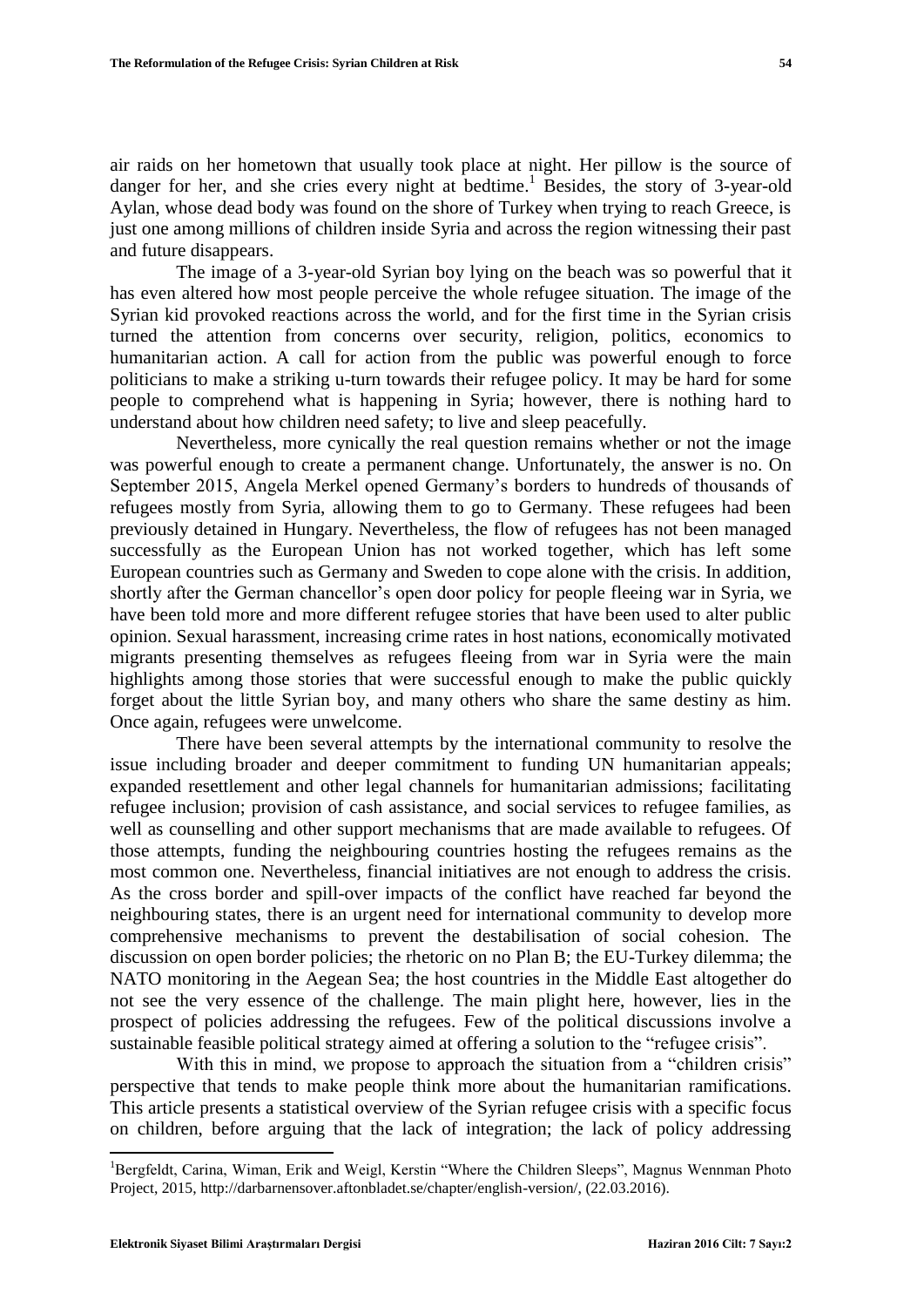air raids on her hometown that usually took place at night. Her pillow is the source of danger for her, and she cries every night at bedtime.[1] Besides, the story of 3-year-old Aylan, whose dead body was found on the shore of Turkey when trying to reach Greece, is just one among millions of children inside Syria and across the region witnessing their past and future disappears.

The image of a 3-year-old Syrian boy lying on the beach was so powerful that it has even altered how most people perceive the whole refugee situation. The image of the Syrian kid provoked reactions across the world, and for the first time in the Syrian crisis turned the attention from concerns over security, religion, politics, economics to humanitarian action. A call for action from the public was powerful enough to force politicians to make a striking u-turn towards their refugee policy. It may be hard for some people to comprehend what is happening in Syria; however, there is nothing hard to understand about how children need safety; to live and sleep peacefully.

Nevertheless, more cynically the real question remains whether or not the image was powerful enough to create a permanent change. Unfortunately, the answer is no. On September 2015, Angela Merkel opened Germany's borders to hundreds of thousands of refugees mostly from Syria, allowing them to go to Germany. These refugees had been previously detained in Hungary. Nevertheless, the flow of refugees has not been managed successfully as the European Union has not worked together, which has left some European countries such as Germany and Sweden to cope alone with the crisis. In addition, shortly after the German chancellor's open door policy for people fleeing war in Syria, we have been told more and more different refugee stories that have been used to alter public opinion. Sexual harassment, increasing crime rates in host nations, economically motivated migrants presenting themselves as refugees fleeing from war in Syria were the main highlights among those stories that were successful enough to make the public quickly forget about the little Syrian boy, and many others who share the same destiny as him. Once again, refugees were unwelcome.

There have been several attempts by the international community to resolve the issue including broader and deeper commitment to funding UN humanitarian appeals; expanded resettlement and other legal channels for humanitarian admissions; facilitating refugee inclusion; provision of cash assistance, and social services to refugee families, as well as counselling and other support mechanisms that are made available to refugees. Of those attempts, funding the neighbouring countries hosting the refugees remains as the most common one. Nevertheless, financial initiatives are not enough to address the crisis. As the cross border and spill-over impacts of the conflict have reached far beyond the neighbouring states, there is an urgent need for international community to develop more comprehensive mechanisms to prevent the destabilisation of social cohesion. The discussion on open border policies; the rhetoric on no Plan B; the EU-Turkey dilemma; the NATO monitoring in the Aegean Sea; the host countries in the Middle East altogether do not see the very essence of the challenge. The main plight here, however, lies in the prospect of policies addressing the refugees. Few of the political discussions involve a sustainable feasible political strategy aimed at offering a solution to the "refugee crisis".

With this in mind, we propose to approach the situation from a "children crisis" perspective that tends to make people think more about the humanitarian ramifications. This article presents a statistical overview of the Syrian refugee crisis with a specific focus on children, before arguing that the lack of integration; the lack of policy addressing

---

[1] Bergfeldt, Carina, Wiman, Erik and Weigl, Kerstin "Where the Children Sleeps", Magnus Wennman Photo Project, 2015, http://darbarnensover.aftonbladet.se/chapter/english-version/, (22.03.2016).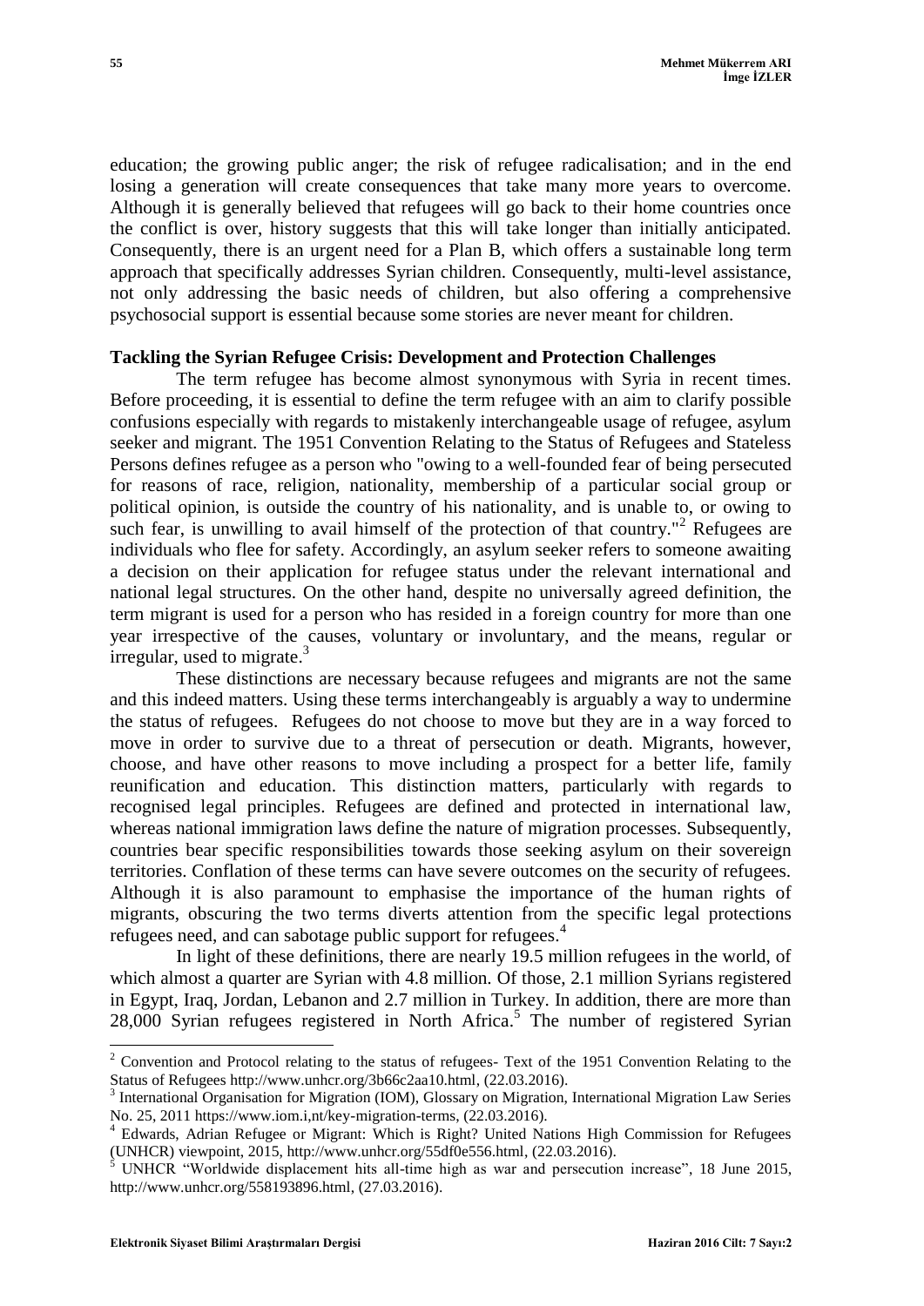education; the growing public anger; the risk of refugee radicalisation; and in the end losing a generation will create consequences that take many more years to overcome. Although it is generally believed that refugees will go back to their home countries once the conflict is over, history suggests that this will take longer than initially anticipated. Consequently, there is an urgent need for a Plan B, which offers a sustainable long term approach that specifically addresses Syrian children. Consequently, multi-level assistance, not only addressing the basic needs of children, but also offering a comprehensive psychosocial support is essential because some stories are never meant for children.

## Tackling the Syrian Refugee Crisis: Development and Protection Challenges

The term refugee has become almost synonymous with Syria in recent times. Before proceeding, it is essential to define the term refugee with an aim to clarify possible confusions especially with regards to mistakenly interchangeable usage of refugee, asylum seeker and migrant. The 1951 Convention Relating to the Status of Refugees and Stateless Persons defines refugee as a person who "owing to a well-founded fear of being persecuted for reasons of race, religion, nationality, membership of a particular social group or political opinion, is outside the country of his nationality, and is unable to, or owing to such fear, is unwilling to avail himself of the protection of that country."[2] Refugees are individuals who flee for safety. Accordingly, an asylum seeker refers to someone awaiting a decision on their application for refugee status under the relevant international and national legal structures. On the other hand, despite no universally agreed definition, the term migrant is used for a person who has resided in a foreign country for more than one year irrespective of the causes, voluntary or involuntary, and the means, regular or irregular, used to migrate.[3]

These distinctions are necessary because refugees and migrants are not the same and this indeed matters. Using these terms interchangeably is arguably a way to undermine the status of refugees. Refugees do not choose to move but they are in a way forced to move in order to survive due to a threat of persecution or death. Migrants, however, choose, and have other reasons to move including a prospect for a better life, family reunification and education. This distinction matters, particularly with regards to recognised legal principles. Refugees are defined and protected in international law, whereas national immigration laws define the nature of migration processes. Subsequently, countries bear specific responsibilities towards those seeking asylum on their sovereign territories. Conflation of these terms can have severe outcomes on the security of refugees. Although it is also paramount to emphasise the importance of the human rights of migrants, obscuring the two terms diverts attention from the specific legal protections refugees need, and can sabotage public support for refugees.[4]

In light of these definitions, there are nearly 19.5 million refugees in the world, of which almost a quarter are Syrian with 4.8 million. Of those, 2.1 million Syrians registered in Egypt, Iraq, Jordan, Lebanon and 2.7 million in Turkey. In addition, there are more than 28,000 Syrian refugees registered in North Africa.[5] The number of registered Syrian

---

[2] Convention and Protocol relating to the status of refugees- Text of the 1951 Convention Relating to the Status of Refugees http://www.unhcr.org/3b66c2aa10.html, (22.03.2016).

[3] International Organisation for Migration (IOM), Glossary on Migration, International Migration Law Series No. 25, 2011 https://www.iom.i,nt/key-migration-terms, (22.03.2016).

[4] Edwards, Adrian Refugee or Migrant: Which is Right? United Nations High Commission for Refugees (UNHCR) viewpoint, 2015, http://www.unhcr.org/55df0e556.html, (22.03.2016).

[5] UNHCR "Worldwide displacement hits all-time high as war and persecution increase", 18 June 2015, http://www.unhcr.org/558193896.html, (27.03.2016).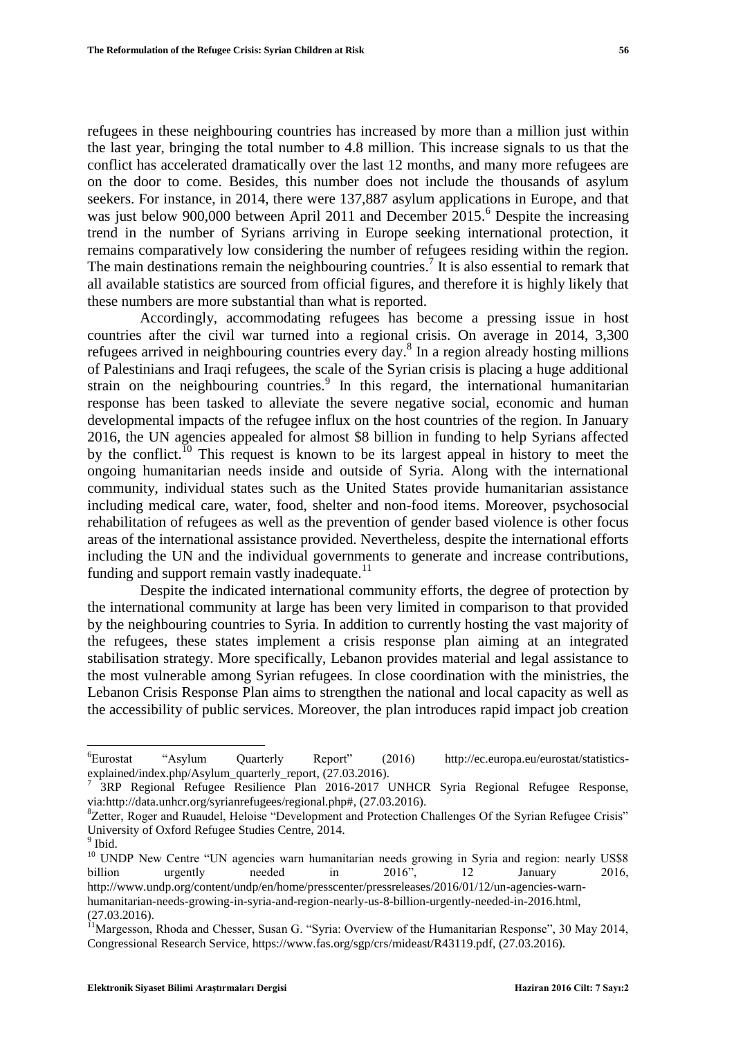refugees in these neighbouring countries has increased by more than a million just within the last year, bringing the total number to 4.8 million. This increase signals to us that the conflict has accelerated dramatically over the last 12 months, and many more refugees are on the door to come. Besides, this number does not include the thousands of asylum seekers. For instance, in 2014, there were 137,887 asylum applications in Europe, and that was just below 900,000 between April 2011 and December 2015.[6] Despite the increasing trend in the number of Syrians arriving in Europe seeking international protection, it remains comparatively low considering the number of refugees residing within the region. The main destinations remain the neighbouring countries.[7] It is also essential to remark that all available statistics are sourced from official figures, and therefore it is highly likely that these numbers are more substantial than what is reported.

Accordingly, accommodating refugees has become a pressing issue in host countries after the civil war turned into a regional crisis. On average in 2014, 3,300 refugees arrived in neighbouring countries every day.[8] In a region already hosting millions of Palestinians and Iraqi refugees, the scale of the Syrian crisis is placing a huge additional strain on the neighbouring countries.[9] In this regard, the international humanitarian response has been tasked to alleviate the severe negative social, economic and human developmental impacts of the refugee influx on the host countries of the region. In January 2016, the UN agencies appealed for almost $8 billion in funding to help Syrians affected by the conflict.[10] This request is known to be its largest appeal in history to meet the ongoing humanitarian needs inside and outside of Syria. Along with the international community, individual states such as the United States provide humanitarian assistance including medical care, water, food, shelter and non-food items. Moreover, psychosocial rehabilitation of refugees as well as the prevention of gender based violence is other focus areas of the international assistance provided. Nevertheless, despite the international efforts including the UN and the individual governments to generate and increase contributions, funding and support remain vastly inadequate.[11]

Despite the indicated international community efforts, the degree of protection by the international community at large has been very limited in comparison to that provided by the neighbouring countries to Syria. In addition to currently hosting the vast majority of the refugees, these states implement a crisis response plan aiming at an integrated stabilisation strategy. More specifically, Lebanon provides material and legal assistance to the most vulnerable among Syrian refugees. In close coordination with the ministries, the Lebanon Crisis Response Plan aims to strengthen the national and local capacity as well as the accessibility of public services. Moreover, the plan introduces rapid impact job creation

---

[6] Eurostat "Asylum Quarterly Report" (2016) http://ec.europa.eu/eurostat/statistics-explained/index.php/Asylum_quarterly_report, (27.03.2016).

[7] 3RP Regional Refugee Resilience Plan 2016-2017 UNHCR Syria Regional Refugee Response, via:http://data.unhcr.org/syrianrefugees/regional.php#, (27.03.2016).

[8] Zetter, Roger and Ruaudel, Heloise "Development and Protection Challenges Of the Syrian Refugee Crisis" University of Oxford Refugee Studies Centre, 2014.

[9] Ibid.

[10] UNDP New Centre "UN agencies warn humanitarian needs growing in Syria and region: nearly US$8 billion urgently needed in 2016", 12 January 2016, http://www.undp.org/content/undp/en/home/presscenter/pressreleases/2016/01/12/un-agencies-warn-humanitarian-needs-growing-in-syria-and-region-nearly-us-8-billion-urgently-needed-in-2016.html, (27.03.2016).

[11] Margesson, Rhoda and Chesser, Susan G. "Syria: Overview of the Humanitarian Response", 30 May 2014, Congressional Research Service, https://www.fas.org/sgp/crs/mideast/R43119.pdf, (27.03.2016).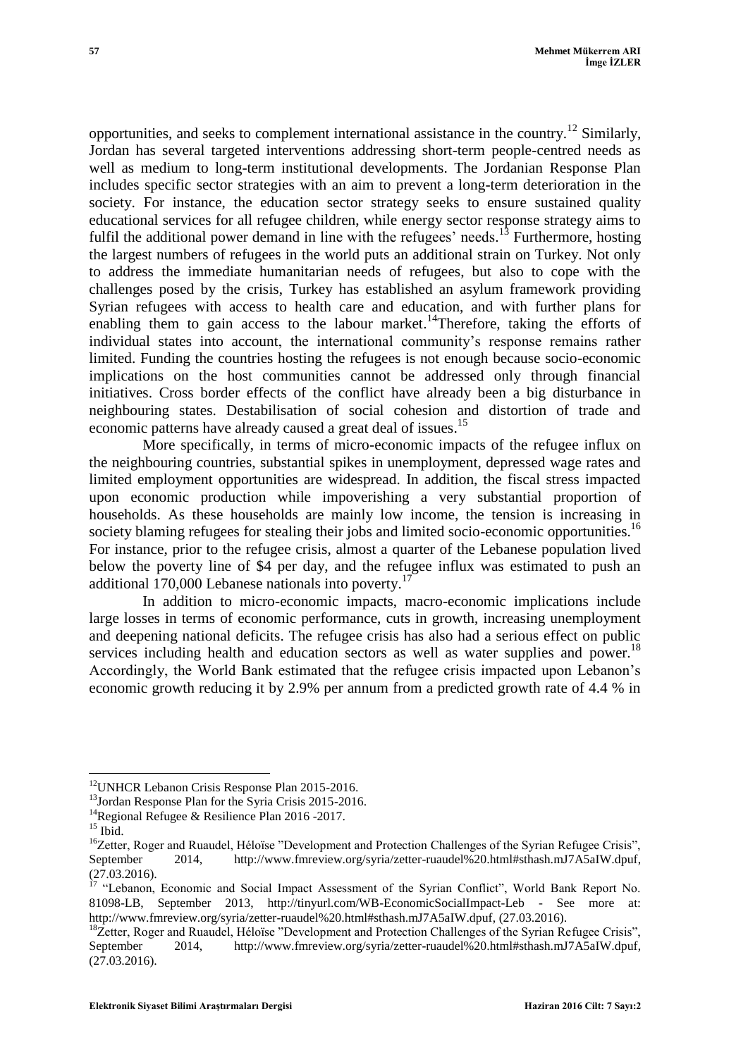opportunities, and seeks to complement international assistance in the country.[12] Similarly, Jordan has several targeted interventions addressing short-term people-centred needs as well as medium to long-term institutional developments. The Jordanian Response Plan includes specific sector strategies with an aim to prevent a long-term deterioration in the society. For instance, the education sector strategy seeks to ensure sustained quality educational services for all refugee children, while energy sector response strategy aims to fulfil the additional power demand in line with the refugees' needs.[13] Furthermore, hosting the largest numbers of refugees in the world puts an additional strain on Turkey. Not only to address the immediate humanitarian needs of refugees, but also to cope with the challenges posed by the crisis, Turkey has established an asylum framework providing Syrian refugees with access to health care and education, and with further plans for enabling them to gain access to the labour market.[14]Therefore, taking the efforts of individual states into account, the international community's response remains rather limited. Funding the countries hosting the refugees is not enough because socio-economic implications on the host communities cannot be addressed only through financial initiatives. Cross border effects of the conflict have already been a big disturbance in neighbouring states. Destabilisation of social cohesion and distortion of trade and economic patterns have already caused a great deal of issues.[15]

More specifically, in terms of micro-economic impacts of the refugee influx on the neighbouring countries, substantial spikes in unemployment, depressed wage rates and limited employment opportunities are widespread. In addition, the fiscal stress impacted upon economic production while impoverishing a very substantial proportion of households. As these households are mainly low income, the tension is increasing in society blaming refugees for stealing their jobs and limited socio-economic opportunities.[16] For instance, prior to the refugee crisis, almost a quarter of the Lebanese population lived below the poverty line of $4 per day, and the refugee influx was estimated to push an additional 170,000 Lebanese nationals into poverty.[17]

In addition to micro-economic impacts, macro-economic implications include large losses in terms of economic performance, cuts in growth, increasing unemployment and deepening national deficits. The refugee crisis has also had a serious effect on public services including health and education sectors as well as water supplies and power.[18] Accordingly, the World Bank estimated that the refugee crisis impacted upon Lebanon's economic growth reducing it by 2.9% per annum from a predicted growth rate of 4.4 % in

---

[12] UNHCR Lebanon Crisis Response Plan 2015-2016.

[13] Jordan Response Plan for the Syria Crisis 2015-2016.

[14] Regional Refugee & Resilience Plan 2016 -2017.

[15] Ibid.

[16] Zetter, Roger and Ruaudel, Héloïse "Development and Protection Challenges of the Syrian Refugee Crisis", September 2014, http://www.fmreview.org/syria/zetter-ruaudel%20.html#sthash.mJ7A5aIW.dpuf, (27.03.2016).

[17] "Lebanon, Economic and Social Impact Assessment of the Syrian Conflict", World Bank Report No. 81098-LB, September 2013, http://tinyurl.com/WB-EconomicSocialImpact-Leb - See more at: http://www.fmreview.org/syria/zetter-ruaudel%20.html#sthash.mJ7A5aIW.dpuf, (27.03.2016).

[18] Zetter, Roger and Ruaudel, Héloïse "Development and Protection Challenges of the Syrian Refugee Crisis", September 2014, http://www.fmreview.org/syria/zetter-ruaudel%20.html#sthash.mJ7A5aIW.dpuf, (27.03.2016).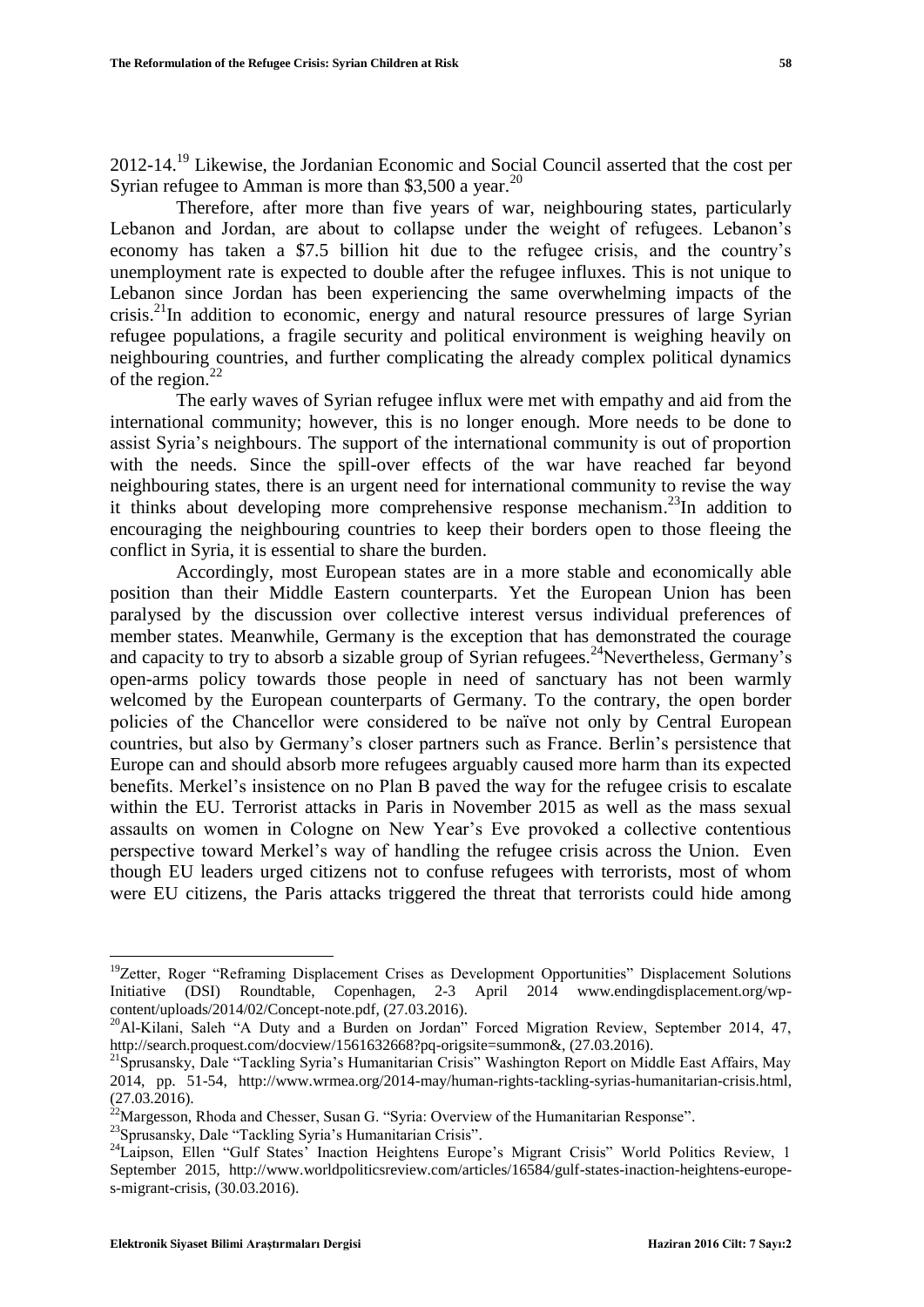2012-14.[19] Likewise, the Jordanian Economic and Social Council asserted that the cost per Syrian refugee to Amman is more than $3,500 a year.[20]

Therefore, after more than five years of war, neighbouring states, particularly Lebanon and Jordan, are about to collapse under the weight of refugees. Lebanon's economy has taken a $7.5 billion hit due to the refugee crisis, and the country's unemployment rate is expected to double after the refugee influxes. This is not unique to Lebanon since Jordan has been experiencing the same overwhelming impacts of the crisis.[21] In addition to economic, energy and natural resource pressures of large Syrian refugee populations, a fragile security and political environment is weighing heavily on neighbouring countries, and further complicating the already complex political dynamics of the region.[22]

The early waves of Syrian refugee influx were met with empathy and aid from the international community; however, this is no longer enough. More needs to be done to assist Syria's neighbours. The support of the international community is out of proportion with the needs. Since the spill-over effects of the war have reached far beyond neighbouring states, there is an urgent need for international community to revise the way it thinks about developing more comprehensive response mechanism.[23] In addition to encouraging the neighbouring countries to keep their borders open to those fleeing the conflict in Syria, it is essential to share the burden.

Accordingly, most European states are in a more stable and economically able position than their Middle Eastern counterparts. Yet the European Union has been paralysed by the discussion over collective interest versus individual preferences of member states. Meanwhile, Germany is the exception that has demonstrated the courage and capacity to try to absorb a sizable group of Syrian refugees.[24] Nevertheless, Germany's open-arms policy towards those people in need of sanctuary has not been warmly welcomed by the European counterparts of Germany. To the contrary, the open border policies of the Chancellor were considered to be naïve not only by Central European countries, but also by Germany's closer partners such as France. Berlin's persistence that Europe can and should absorb more refugees arguably caused more harm than its expected benefits. Merkel's insistence on no Plan B paved the way for the refugee crisis to escalate within the EU. Terrorist attacks in Paris in November 2015 as well as the mass sexual assaults on women in Cologne on New Year's Eve provoked a collective contentious perspective toward Merkel's way of handling the refugee crisis across the Union. Even though EU leaders urged citizens not to confuse refugees with terrorists, most of whom were EU citizens, the Paris attacks triggered the threat that terrorists could hide among

---

[19] Zetter, Roger "Reframing Displacement Crises as Development Opportunities" Displacement Solutions Initiative (DSI) Roundtable, Copenhagen, 2-3 April 2014 www.endingdisplacement.org/wp-content/uploads/2014/02/Concept-note.pdf, (27.03.2016).

[20] Al-Kilani, Saleh "A Duty and a Burden on Jordan" Forced Migration Review, September 2014, 47, http://search.proquest.com/docview/1561632668?pq-origsite=summon&, (27.03.2016).

[21] Sprusansky, Dale "Tackling Syria's Humanitarian Crisis" Washington Report on Middle East Affairs, May 2014, pp. 51-54, http://www.wrmea.org/2014-may/human-rights-tackling-syrias-humanitarian-crisis.html, (27.03.2016).

[22] Margesson, Rhoda and Chesser, Susan G. "Syria: Overview of the Humanitarian Response".

[23] Sprusansky, Dale "Tackling Syria's Humanitarian Crisis".

[24] Laipson, Ellen "Gulf States' Inaction Heightens Europe's Migrant Crisis" World Politics Review, 1 September 2015, http://www.worldpoliticsreview.com/articles/16584/gulf-states-inaction-heightens-europe-s-migrant-crisis, (30.03.2016).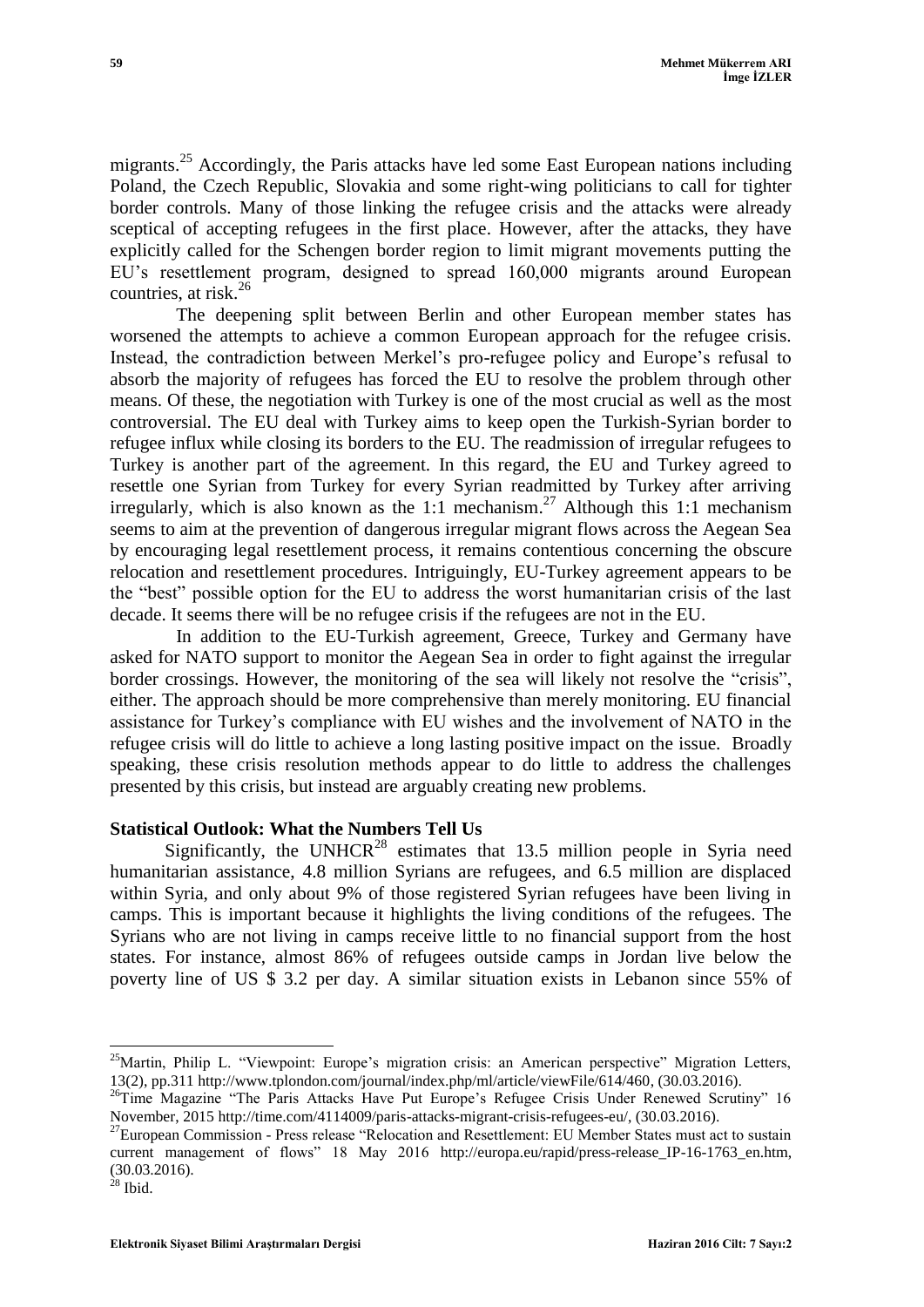migrants.[25] Accordingly, the Paris attacks have led some East European nations including Poland, the Czech Republic, Slovakia and some right-wing politicians to call for tighter border controls. Many of those linking the refugee crisis and the attacks were already sceptical of accepting refugees in the first place. However, after the attacks, they have explicitly called for the Schengen border region to limit migrant movements putting the EU's resettlement program, designed to spread 160,000 migrants around European countries, at risk.[26]

The deepening split between Berlin and other European member states has worsened the attempts to achieve a common European approach for the refugee crisis. Instead, the contradiction between Merkel's pro-refugee policy and Europe's refusal to absorb the majority of refugees has forced the EU to resolve the problem through other means. Of these, the negotiation with Turkey is one of the most crucial as well as the most controversial. The EU deal with Turkey aims to keep open the Turkish-Syrian border to refugee influx while closing its borders to the EU. The readmission of irregular refugees to Turkey is another part of the agreement. In this regard, the EU and Turkey agreed to resettle one Syrian from Turkey for every Syrian readmitted by Turkey after arriving irregularly, which is also known as the 1:1 mechanism.[27] Although this 1:1 mechanism seems to aim at the prevention of dangerous irregular migrant flows across the Aegean Sea by encouraging legal resettlement process, it remains contentious concerning the obscure relocation and resettlement procedures. Intriguingly, EU-Turkey agreement appears to be the "best" possible option for the EU to address the worst humanitarian crisis of the last decade. It seems there will be no refugee crisis if the refugees are not in the EU.

In addition to the EU-Turkish agreement, Greece, Turkey and Germany have asked for NATO support to monitor the Aegean Sea in order to fight against the irregular border crossings. However, the monitoring of the sea will likely not resolve the "crisis", either. The approach should be more comprehensive than merely monitoring. EU financial assistance for Turkey's compliance with EU wishes and the involvement of NATO in the refugee crisis will do little to achieve a long lasting positive impact on the issue. Broadly speaking, these crisis resolution methods appear to do little to address the challenges presented by this crisis, but instead are arguably creating new problems.

**Statistical Outlook: What the Numbers Tell Us**

Significantly, the UNHCR[28] estimates that 13.5 million people in Syria need humanitarian assistance, 4.8 million Syrians are refugees, and 6.5 million are displaced within Syria, and only about 9% of those registered Syrian refugees have been living in camps. This is important because it highlights the living conditions of the refugees. The Syrians who are not living in camps receive little to no financial support from the host states. For instance, almost 86% of refugees outside camps in Jordan live below the poverty line of US $ 3.2 per day. A similar situation exists in Lebanon since 55% of

---

[25] Martin, Philip L. "Viewpoint: Europe's migration crisis: an American perspective" Migration Letters, 13(2), pp.311 http://www.tplondon.com/journal/index.php/ml/article/viewFile/614/460, (30.03.2016).

[26] Time Magazine "The Paris Attacks Have Put Europe's Refugee Crisis Under Renewed Scrutiny" 16 November, 2015 http://time.com/4114009/paris-attacks-migrant-crisis-refugees-eu/, (30.03.2016).

[27] European Commission - Press release "Relocation and Resettlement: EU Member States must act to sustain current management of flows" 18 May 2016 http://europa.eu/rapid/press-release_IP-16-1763_en.htm, (30.03.2016).

[28] Ibid.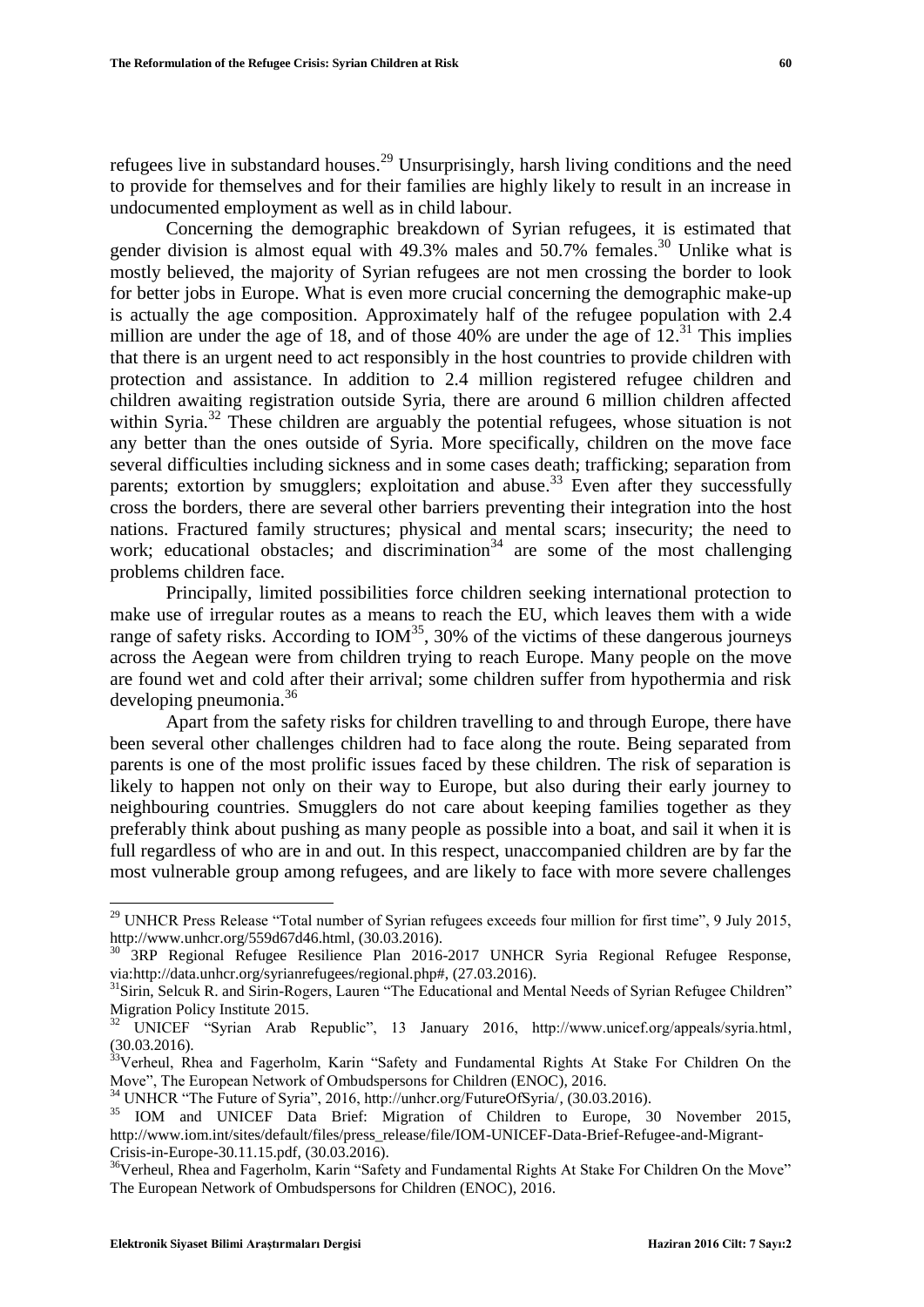refugees live in substandard houses.[29] Unsurprisingly, harsh living conditions and the need to provide for themselves and for their families are highly likely to result in an increase in undocumented employment as well as in child labour.

Concerning the demographic breakdown of Syrian refugees, it is estimated that gender division is almost equal with 49.3% males and 50.7% females.[30] Unlike what is mostly believed, the majority of Syrian refugees are not men crossing the border to look for better jobs in Europe. What is even more crucial concerning the demographic make-up is actually the age composition. Approximately half of the refugee population with 2.4 million are under the age of 18, and of those 40% are under the age of 12.[31] This implies that there is an urgent need to act responsibly in the host countries to provide children with protection and assistance. In addition to 2.4 million registered refugee children and children awaiting registration outside Syria, there are around 6 million children affected within Syria.[32] These children are arguably the potential refugees, whose situation is not any better than the ones outside of Syria. More specifically, children on the move face several difficulties including sickness and in some cases death; trafficking; separation from parents; extortion by smugglers; exploitation and abuse.[33] Even after they successfully cross the borders, there are several other barriers preventing their integration into the host nations. Fractured family structures; physical and mental scars; insecurity; the need to work; educational obstacles; and discrimination[34] are some of the most challenging problems children face.

Principally, limited possibilities force children seeking international protection to make use of irregular routes as a means to reach the EU, which leaves them with a wide range of safety risks. According to IOM[35], 30% of the victims of these dangerous journeys across the Aegean were from children trying to reach Europe. Many people on the move are found wet and cold after their arrival; some children suffer from hypothermia and risk developing pneumonia.[36]

Apart from the safety risks for children travelling to and through Europe, there have been several other challenges children had to face along the route. Being separated from parents is one of the most prolific issues faced by these children. The risk of separation is likely to happen not only on their way to Europe, but also during their early journey to neighbouring countries. Smugglers do not care about keeping families together as they preferably think about pushing as many people as possible into a boat, and sail it when it is full regardless of who are in and out. In this respect, unaccompanied children are by far the most vulnerable group among refugees, and are likely to face with more severe challenges

---

[29] UNHCR Press Release "Total number of Syrian refugees exceeds four million for first time", 9 July 2015, http://www.unhcr.org/559d67d46.html, (30.03.2016).

[30] 3RP Regional Refugee Resilience Plan 2016-2017 UNHCR Syria Regional Refugee Response, via:http://data.unhcr.org/syrianrefugees/regional.php#, (27.03.2016).

[31] Sirin, Selcuk R. and Sirin-Rogers, Lauren "The Educational and Mental Needs of Syrian Refugee Children" Migration Policy Institute 2015.

[32] UNICEF "Syrian Arab Republic", 13 January 2016, http://www.unicef.org/appeals/syria.html, (30.03.2016).

[33] Verheul, Rhea and Fagerholm, Karin "Safety and Fundamental Rights At Stake For Children On the Move", The European Network of Ombudspersons for Children (ENOC), 2016.

[34] UNHCR "The Future of Syria", 2016, http://unhcr.org/FutureOfSyria/, (30.03.2016).

[35] IOM and UNICEF Data Brief: Migration of Children to Europe, 30 November 2015, http://www.iom.int/sites/default/files/press_release/file/IOM-UNICEF-Data-Brief-Refugee-and-Migrant-Crisis-in-Europe-30.11.15.pdf, (30.03.2016).

[36] Verheul, Rhea and Fagerholm, Karin "Safety and Fundamental Rights At Stake For Children On the Move" The European Network of Ombudspersons for Children (ENOC), 2016.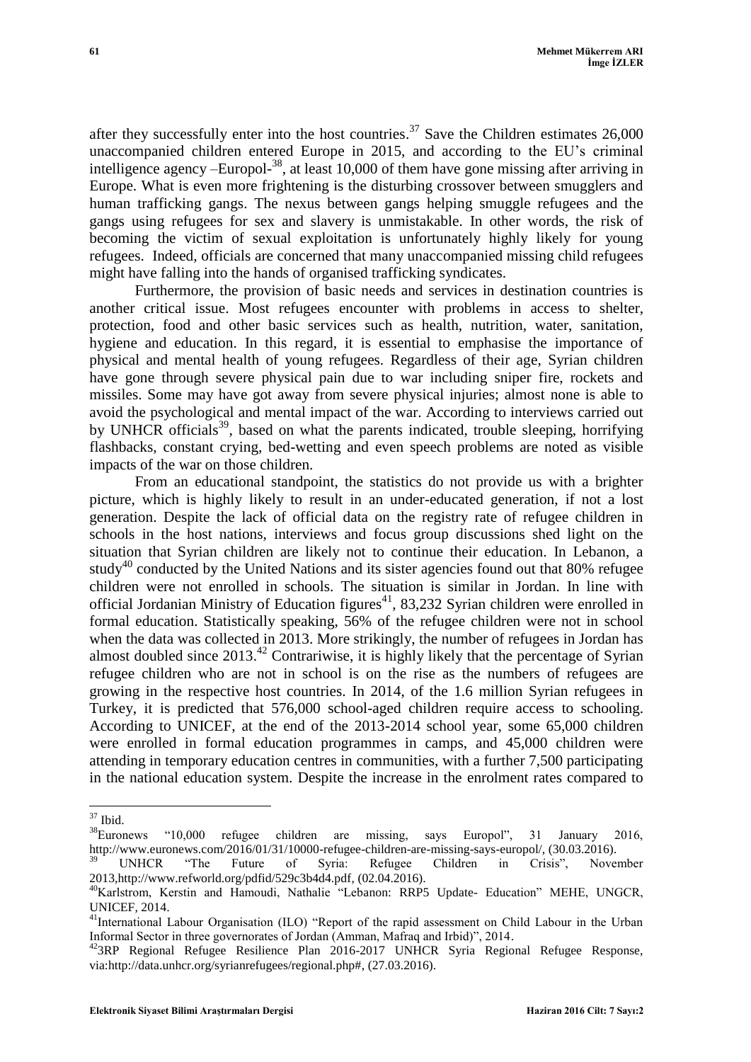after they successfully enter into the host countries.[37] Save the Children estimates 26,000 unaccompanied children entered Europe in 2015, and according to the EU's criminal intelligence agency –Europol-[38], at least 10,000 of them have gone missing after arriving in Europe. What is even more frightening is the disturbing crossover between smugglers and human trafficking gangs. The nexus between gangs helping smuggle refugees and the gangs using refugees for sex and slavery is unmistakable. In other words, the risk of becoming the victim of sexual exploitation is unfortunately highly likely for young refugees. Indeed, officials are concerned that many unaccompanied missing child refugees might have falling into the hands of organised trafficking syndicates.

Furthermore, the provision of basic needs and services in destination countries is another critical issue. Most refugees encounter with problems in access to shelter, protection, food and other basic services such as health, nutrition, water, sanitation, hygiene and education. In this regard, it is essential to emphasise the importance of physical and mental health of young refugees. Regardless of their age, Syrian children have gone through severe physical pain due to war including sniper fire, rockets and missiles. Some may have got away from severe physical injuries; almost none is able to avoid the psychological and mental impact of the war. According to interviews carried out by UNHCR officials[39], based on what the parents indicated, trouble sleeping, horrifying flashbacks, constant crying, bed-wetting and even speech problems are noted as visible impacts of the war on those children.

From an educational standpoint, the statistics do not provide us with a brighter picture, which is highly likely to result in an under-educated generation, if not a lost generation. Despite the lack of official data on the registry rate of refugee children in schools in the host nations, interviews and focus group discussions shed light on the situation that Syrian children are likely not to continue their education. In Lebanon, a study[40] conducted by the United Nations and its sister agencies found out that 80% refugee children were not enrolled in schools. The situation is similar in Jordan. In line with official Jordanian Ministry of Education figures[41], 83,232 Syrian children were enrolled in formal education. Statistically speaking, 56% of the refugee children were not in school when the data was collected in 2013. More strikingly, the number of refugees in Jordan has almost doubled since 2013.[42] Contrariwise, it is highly likely that the percentage of Syrian refugee children who are not in school is on the rise as the numbers of refugees are growing in the respective host countries. In 2014, of the 1.6 million Syrian refugees in Turkey, it is predicted that 576,000 school-aged children require access to schooling. According to UNICEF, at the end of the 2013-2014 school year, some 65,000 children were enrolled in formal education programmes in camps, and 45,000 children were attending in temporary education centres in communities, with a further 7,500 participating in the national education system. Despite the increase in the enrolment rates compared to

---

[37] Ibid.

[38] Euronews "10,000 refugee children are missing, says Europol", 31 January 2016, http://www.euronews.com/2016/01/31/10000-refugee-children-are-missing-says-europol/, (30.03.2016).

[39] UNHCR "The Future of Syria: Refugee Children in Crisis", November 2013,http://www.refworld.org/pdfid/529c3b4d4.pdf, (02.04.2016).

[40] Karlstrom, Kerstin and Hamoudi, Nathalie "Lebanon: RRP5 Update- Education" MEHE, UNGCR, UNICEF, 2014.

[41] International Labour Organisation (ILO) "Report of the rapid assessment on Child Labour in the Urban Informal Sector in three governorates of Jordan (Amman, Mafraq and Irbid)", 2014.

[42] 3RP Regional Refugee Resilience Plan 2016-2017 UNHCR Syria Regional Refugee Response, via:http://data.unhcr.org/syrianrefugees/regional.php#, (27.03.2016).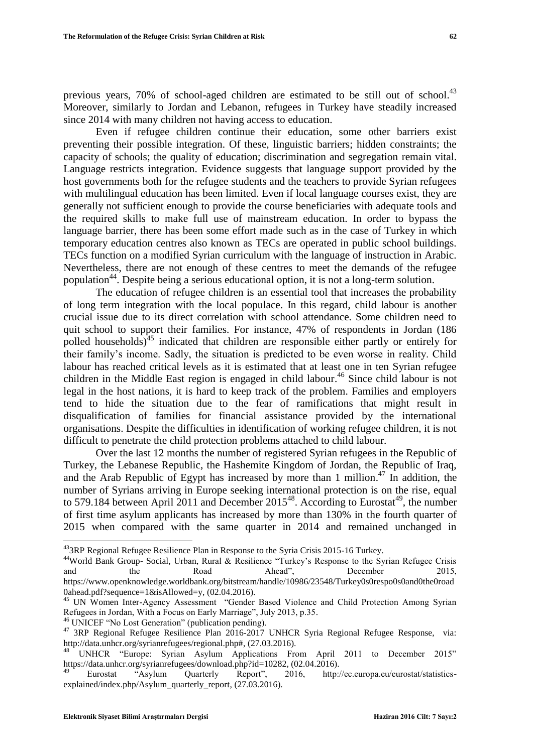previous years, 70% of school-aged children are estimated to be still out of school.[43] Moreover, similarly to Jordan and Lebanon, refugees in Turkey have steadily increased since 2014 with many children not having access to education.

Even if refugee children continue their education, some other barriers exist preventing their possible integration. Of these, linguistic barriers; hidden constraints; the capacity of schools; the quality of education; discrimination and segregation remain vital. Language restricts integration. Evidence suggests that language support provided by the host governments both for the refugee students and the teachers to provide Syrian refugees with multilingual education has been limited. Even if local language courses exist, they are generally not sufficient enough to provide the course beneficiaries with adequate tools and the required skills to make full use of mainstream education. In order to bypass the language barrier, there has been some effort made such as in the case of Turkey in which temporary education centres also known as TECs are operated in public school buildings. TECs function on a modified Syrian curriculum with the language of instruction in Arabic. Nevertheless, there are not enough of these centres to meet the demands of the refugee population[44]. Despite being a serious educational option, it is not a long-term solution.

The education of refugee children is an essential tool that increases the probability of long term integration with the local populace. In this regard, child labour is another crucial issue due to its direct correlation with school attendance. Some children need to quit school to support their families. For instance, 47% of respondents in Jordan (186 polled households)[45] indicated that children are responsible either partly or entirely for their family's income. Sadly, the situation is predicted to be even worse in reality. Child labour has reached critical levels as it is estimated that at least one in ten Syrian refugee children in the Middle East region is engaged in child labour.[46] Since child labour is not legal in the host nations, it is hard to keep track of the problem. Families and employers tend to hide the situation due to the fear of ramifications that might result in disqualification of families for financial assistance provided by the international organisations. Despite the difficulties in identification of working refugee children, it is not difficult to penetrate the child protection problems attached to child labour.

Over the last 12 months the number of registered Syrian refugees in the Republic of Turkey, the Lebanese Republic, the Hashemite Kingdom of Jordan, the Republic of Iraq, and the Arab Republic of Egypt has increased by more than 1 million.[47] In addition, the number of Syrians arriving in Europe seeking international protection is on the rise, equal to 579.184 between April 2011 and December 2015[48]. According to Eurostat[49], the number of first time asylum applicants has increased by more than 130% in the fourth quarter of 2015 when compared with the same quarter in 2014 and remained unchanged in

---

[43] 3RP Regional Refugee Resilience Plan in Response to the Syria Crisis 2015-16 Turkey.

[44] World Bank Group- Social, Urban, Rural & Resilience "Turkey's Response to the Syrian Refugee Crisis and the Road Ahead", December 2015, https://www.openknowledge.worldbank.org/bitstream/handle/10986/23548/Turkey0s0respo0s0and0the0road0ahead.pdf?sequence=1&isAllowed=y, (02.04.2016).

[45] UN Women Inter-Agency Assessment "Gender Based Violence and Child Protection Among Syrian Refugees in Jordan, With a Focus on Early Marriage", July 2013, p.35.

[46] UNICEF "No Lost Generation" (publication pending).

[47] 3RP Regional Refugee Resilience Plan 2016-2017 UNHCR Syria Regional Refugee Response, via: http://data.unhcr.org/syrianrefugees/regional.php#, (27.03.2016).

[48] UNHCR "Europe: Syrian Asylum Applications From April 2011 to December 2015" https://data.unhcr.org/syrianrefugees/download.php?id=10282, (02.04.2016).

[49] Eurostat "Asylum Quarterly Report", 2016, http://ec.europa.eu/eurostat/statistics-explained/index.php/Asylum_quarterly_report, (27.03.2016).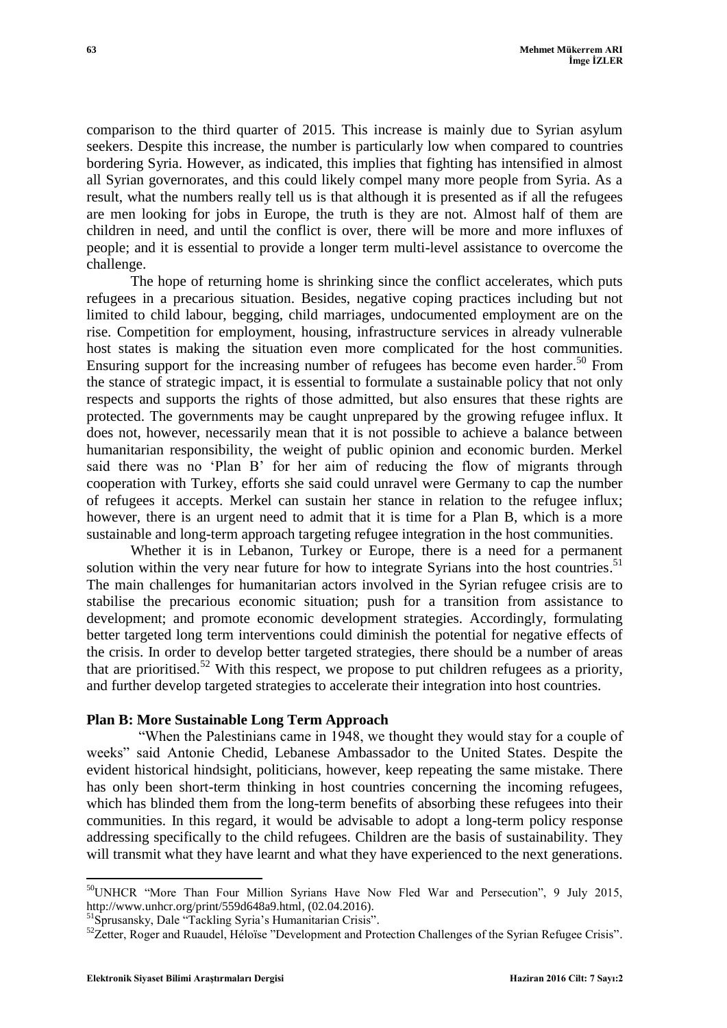comparison to the third quarter of 2015. This increase is mainly due to Syrian asylum seekers. Despite this increase, the number is particularly low when compared to countries bordering Syria. However, as indicated, this implies that fighting has intensified in almost all Syrian governorates, and this could likely compel many more people from Syria. As a result, what the numbers really tell us is that although it is presented as if all the refugees are men looking for jobs in Europe, the truth is they are not. Almost half of them are children in need, and until the conflict is over, there will be more and more influxes of people; and it is essential to provide a longer term multi-level assistance to overcome the challenge.

The hope of returning home is shrinking since the conflict accelerates, which puts refugees in a precarious situation. Besides, negative coping practices including but not limited to child labour, begging, child marriages, undocumented employment are on the rise. Competition for employment, housing, infrastructure services in already vulnerable host states is making the situation even more complicated for the host communities. Ensuring support for the increasing number of refugees has become even harder.[50] From the stance of strategic impact, it is essential to formulate a sustainable policy that not only respects and supports the rights of those admitted, but also ensures that these rights are protected. The governments may be caught unprepared by the growing refugee influx. It does not, however, necessarily mean that it is not possible to achieve a balance between humanitarian responsibility, the weight of public opinion and economic burden. Merkel said there was no 'Plan B' for her aim of reducing the flow of migrants through cooperation with Turkey, efforts she said could unravel were Germany to cap the number of refugees it accepts. Merkel can sustain her stance in relation to the refugee influx; however, there is an urgent need to admit that it is time for a Plan B, which is a more sustainable and long-term approach targeting refugee integration in the host communities.

Whether it is in Lebanon, Turkey or Europe, there is a need for a permanent solution within the very near future for how to integrate Syrians into the host countries.[51] The main challenges for humanitarian actors involved in the Syrian refugee crisis are to stabilise the precarious economic situation; push for a transition from assistance to development; and promote economic development strategies. Accordingly, formulating better targeted long term interventions could diminish the potential for negative effects of the crisis. In order to develop better targeted strategies, there should be a number of areas that are prioritised.[52] With this respect, we propose to put children refugees as a priority, and further develop targeted strategies to accelerate their integration into host countries.

## Plan B: More Sustainable Long Term Approach

"When the Palestinians came in 1948, we thought they would stay for a couple of weeks" said Antonie Chedid, Lebanese Ambassador to the United States. Despite the evident historical hindsight, politicians, however, keep repeating the same mistake. There has only been short-term thinking in host countries concerning the incoming refugees, which has blinded them from the long-term benefits of absorbing these refugees into their communities. In this regard, it would be advisable to adopt a long-term policy response addressing specifically to the child refugees. Children are the basis of sustainability. They will transmit what they have learnt and what they have experienced to the next generations.

---

[50] UNHCR "More Than Four Million Syrians Have Now Fled War and Persecution", 9 July 2015, http://www.unhcr.org/print/559d648a9.html, (02.04.2016).

[51] Sprusansky, Dale "Tackling Syria's Humanitarian Crisis".

[52] Zetter, Roger and Ruaudel, Héloïse "Development and Protection Challenges of the Syrian Refugee Crisis".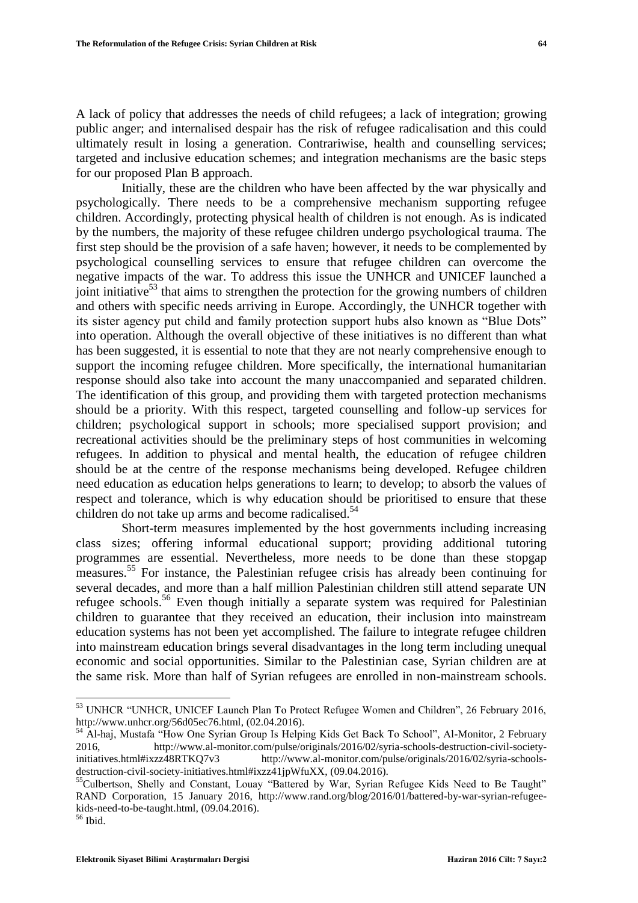A lack of policy that addresses the needs of child refugees; a lack of integration; growing public anger; and internalised despair has the risk of refugee radicalisation and this could ultimately result in losing a generation. Contrariwise, health and counselling services; targeted and inclusive education schemes; and integration mechanisms are the basic steps for our proposed Plan B approach.

Initially, these are the children who have been affected by the war physically and psychologically. There needs to be a comprehensive mechanism supporting refugee children. Accordingly, protecting physical health of children is not enough. As is indicated by the numbers, the majority of these refugee children undergo psychological trauma. The first step should be the provision of a safe haven; however, it needs to be complemented by psychological counselling services to ensure that refugee children can overcome the negative impacts of the war. To address this issue the UNHCR and UNICEF launched a joint initiative[53] that aims to strengthen the protection for the growing numbers of children and others with specific needs arriving in Europe. Accordingly, the UNHCR together with its sister agency put child and family protection support hubs also known as "Blue Dots" into operation. Although the overall objective of these initiatives is no different than what has been suggested, it is essential to note that they are not nearly comprehensive enough to support the incoming refugee children. More specifically, the international humanitarian response should also take into account the many unaccompanied and separated children. The identification of this group, and providing them with targeted protection mechanisms should be a priority. With this respect, targeted counselling and follow-up services for children; psychological support in schools; more specialised support provision; and recreational activities should be the preliminary steps of host communities in welcoming refugees. In addition to physical and mental health, the education of refugee children should be at the centre of the response mechanisms being developed. Refugee children need education as education helps generations to learn; to develop; to absorb the values of respect and tolerance, which is why education should be prioritised to ensure that these children do not take up arms and become radicalised.[54]

Short-term measures implemented by the host governments including increasing class sizes; offering informal educational support; providing additional tutoring programmes are essential. Nevertheless, more needs to be done than these stopgap measures.[55] For instance, the Palestinian refugee crisis has already been continuing for several decades, and more than a half million Palestinian children still attend separate UN refugee schools.[56] Even though initially a separate system was required for Palestinian children to guarantee that they received an education, their inclusion into mainstream education systems has not been yet accomplished. The failure to integrate refugee children into mainstream education brings several disadvantages in the long term including unequal economic and social opportunities. Similar to the Palestinian case, Syrian children are at the same risk. More than half of Syrian refugees are enrolled in non-mainstream schools.

---

[53] UNHCR "UNHCR, UNICEF Launch Plan To Protect Refugee Women and Children", 26 February 2016, http://www.unhcr.org/56d05ec76.html, (02.04.2016).

[54] Al-haj, Mustafa "How One Syrian Group Is Helping Kids Get Back To School", Al-Monitor, 2 February 2016, http://www.al-monitor.com/pulse/originals/2016/02/syria-schools-destruction-civil-society-initiatives.html#ixzz48RTKQ7v3 http://www.al-monitor.com/pulse/originals/2016/02/syria-schools-destruction-civil-society-initiatives.html#ixzz41jpWfuXX, (09.04.2016).

[55] Culbertson, Shelly and Constant, Louay "Battered by War, Syrian Refugee Kids Need to Be Taught" RAND Corporation, 15 January 2016, http://www.rand.org/blog/2016/01/battered-by-war-syrian-refugee-kids-need-to-be-taught.html, (09.04.2016).

[56] Ibid.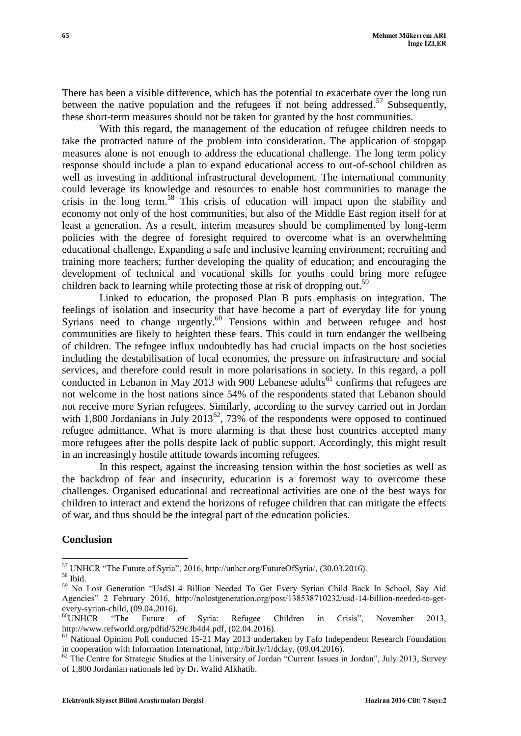There has been a visible difference, which has the potential to exacerbate over the long run between the native population and the refugees if not being addressed.[57] Subsequently, these short-term measures should not be taken for granted by the host communities.

With this regard, the management of the education of refugee children needs to take the protracted nature of the problem into consideration. The application of stopgap measures alone is not enough to address the educational challenge. The long term policy response should include a plan to expand educational access to out-of-school children as well as investing in additional infrastructural development. The international community could leverage its knowledge and resources to enable host communities to manage the crisis in the long term.[58] This crisis of education will impact upon the stability and economy not only of the host communities, but also of the Middle East region itself for at least a generation. As a result, interim measures should be complimented by long-term policies with the degree of foresight required to overcome what is an overwhelming educational challenge. Expanding a safe and inclusive learning environment; recruiting and training more teachers; further developing the quality of education; and encouraging the development of technical and vocational skills for youths could bring more refugee children back to learning while protecting those at risk of dropping out.[59]

Linked to education, the proposed Plan B puts emphasis on integration. The feelings of isolation and insecurity that have become a part of everyday life for young Syrians need to change urgently.[60] Tensions within and between refugee and host communities are likely to heighten these fears. This could in turn endanger the wellbeing of children. The refugee influx undoubtedly has had crucial impacts on the host societies including the destabilisation of local economies, the pressure on infrastructure and social services, and therefore could result in more polarisations in society. In this regard, a poll conducted in Lebanon in May 2013 with 900 Lebanese adults[61] confirms that refugees are not welcome in the host nations since 54% of the respondents stated that Lebanon should not receive more Syrian refugees. Similarly, according to the survey carried out in Jordan with 1,800 Jordanians in July 2013[62], 73% of the respondents were opposed to continued refugee admittance. What is more alarming is that these host countries accepted many more refugees after the polls despite lack of public support. Accordingly, this might result in an increasingly hostile attitude towards incoming refugees.

In this respect, against the increasing tension within the host societies as well as the backdrop of fear and insecurity, education is a foremost way to overcome these challenges. Organised educational and recreational activities are one of the best ways for children to interact and extend the horizons of refugee children that can mitigate the effects of war, and thus should be the integral part of the education policies.

## Conclusion

---

[57] UNHCR "The Future of Syria", 2016, http://unhcr.org/FutureOfSyria/, (30.03.2016).

[58] Ibid.

[59] No Lost Generation "Usd$1.4 Billion Needed To Get Every Syrian Child Back In School, Say Aid Agencies" 2 February 2016, http://nolostgeneration.org/post/138538710232/usd-14-billion-needed-to-get-every-syrian-child, (09.04.2016).

[60] UNHCR "The Future of Syria: Refugee Children in Crisis", November 2013, http://www.refworld.org/pdfid/529c3b4d4.pdf, (02.04.2016).

[61] National Opinion Poll conducted 15-21 May 2013 undertaken by Fafo Independent Research Foundation in cooperation with Information International, http://bit.ly/1/dclay, (09.04.2016).

[62] The Centre for Strategic Studies at the University of Jordan "Current Issues in Jordan", July 2013, Survey of 1,800 Jordanian nationals led by Dr. Walid Alkhatib.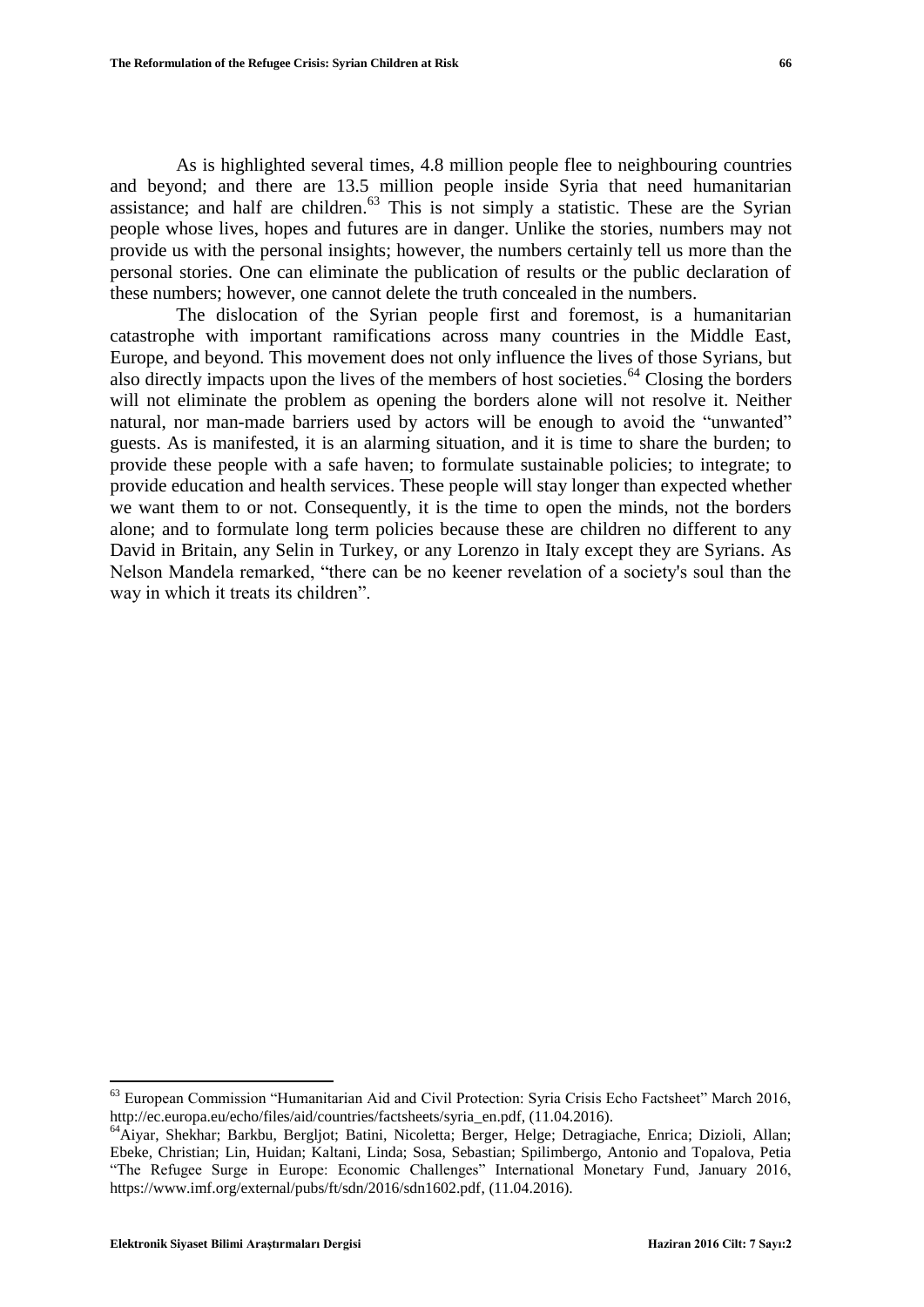As is highlighted several times, 4.8 million people flee to neighbouring countries and beyond; and there are 13.5 million people inside Syria that need humanitarian assistance; and half are children.[63] This is not simply a statistic. These are the Syrian people whose lives, hopes and futures are in danger. Unlike the stories, numbers may not provide us with the personal insights; however, the numbers certainly tell us more than the personal stories. One can eliminate the publication of results or the public declaration of these numbers; however, one cannot delete the truth concealed in the numbers.

The dislocation of the Syrian people first and foremost, is a humanitarian catastrophe with important ramifications across many countries in the Middle East, Europe, and beyond. This movement does not only influence the lives of those Syrians, but also directly impacts upon the lives of the members of host societies.[64] Closing the borders will not eliminate the problem as opening the borders alone will not resolve it. Neither natural, nor man-made barriers used by actors will be enough to avoid the "unwanted" guests. As is manifested, it is an alarming situation, and it is time to share the burden; to provide these people with a safe haven; to formulate sustainable policies; to integrate; to provide education and health services. These people will stay longer than expected whether we want them to or not. Consequently, it is the time to open the minds, not the borders alone; and to formulate long term policies because these are children no different to any David in Britain, any Selin in Turkey, or any Lorenzo in Italy except they are Syrians. As Nelson Mandela remarked, "there can be no keener revelation of a society's soul than the way in which it treats its children".

---

[63] European Commission "Humanitarian Aid and Civil Protection: Syria Crisis Echo Factsheet" March 2016, http://ec.europa.eu/echo/files/aid/countries/factsheets/syria_en.pdf, (11.04.2016).

[64] Aiyar, Shekhar; Barkbu, Bergljot; Batini, Nicoletta; Berger, Helge; Detragiache, Enrica; Dizioli, Allan; Ebeke, Christian; Lin, Huidan; Kaltani, Linda; Sosa, Sebastian; Spilimbergo, Antonio and Topalova, Petia "The Refugee Surge in Europe: Economic Challenges" International Monetary Fund, January 2016, https://www.imf.org/external/pubs/ft/sdn/2016/sdn1602.pdf, (11.04.2016).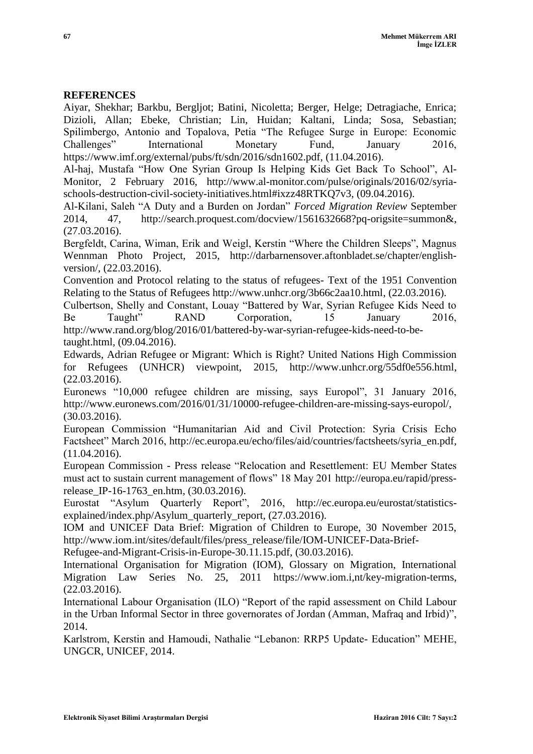**REFERENCES**

Aiyar, Shekhar; Barkbu, Bergljot; Batini, Nicoletta; Berger, Helge; Detragiache, Enrica; Dizioli, Allan; Ebeke, Christian; Lin, Huidan; Kaltani, Linda; Sosa, Sebastian; Spilimbergo, Antonio and Topalova, Petia "The Refugee Surge in Europe: Economic Challenges" International Monetary Fund, January 2016, https://www.imf.org/external/pubs/ft/sdn/2016/sdn1602.pdf, (11.04.2016).

Al-haj, Mustafa "How One Syrian Group Is Helping Kids Get Back To School", Al-Monitor, 2 February 2016, http://www.al-monitor.com/pulse/originals/2016/02/syria-schools-destruction-civil-society-initiatives.html#ixzz48RTKQ7v3, (09.04.2016).

Al-Kilani, Saleh "A Duty and a Burden on Jordan" *Forced Migration Review* September 2014, 47, http://search.proquest.com/docview/1561632668?pq-origsite=summon&, (27.03.2016).

Bergfeldt, Carina, Wiman, Erik and Weigl, Kerstin "Where the Children Sleeps", Magnus Wennman Photo Project, 2015, http://darbarnensover.aftonbladet.se/chapter/english-version/, (22.03.2016).

Convention and Protocol relating to the status of refugees- Text of the 1951 Convention Relating to the Status of Refugees http://www.unhcr.org/3b66c2aa10.html, (22.03.2016).

Culbertson, Shelly and Constant, Louay "Battered by War, Syrian Refugee Kids Need to Be Taught" RAND Corporation, 15 January 2016, http://www.rand.org/blog/2016/01/battered-by-war-syrian-refugee-kids-need-to-be-taught.html, (09.04.2016).

Edwards, Adrian Refugee or Migrant: Which is Right? United Nations High Commission for Refugees (UNHCR) viewpoint, 2015, http://www.unhcr.org/55df0e556.html, (22.03.2016).

Euronews "10,000 refugee children are missing, says Europol", 31 January 2016, http://www.euronews.com/2016/01/31/10000-refugee-children-are-missing-says-europol/, (30.03.2016).

European Commission "Humanitarian Aid and Civil Protection: Syria Crisis Echo Factsheet" March 2016, http://ec.europa.eu/echo/files/aid/countries/factsheets/syria_en.pdf, (11.04.2016).

European Commission - Press release "Relocation and Resettlement: EU Member States must act to sustain current management of flows" 18 May 201 http://europa.eu/rapid/press-release_IP-16-1763_en.htm, (30.03.2016).

Eurostat "Asylum Quarterly Report", 2016, http://ec.europa.eu/eurostat/statistics-explained/index.php/Asylum_quarterly_report, (27.03.2016).

IOM and UNICEF Data Brief: Migration of Children to Europe, 30 November 2015, http://www.iom.int/sites/default/files/press_release/file/IOM-UNICEF-Data-Brief-Refugee-and-Migrant-Crisis-in-Europe-30.11.15.pdf, (30.03.2016).

International Organisation for Migration (IOM), Glossary on Migration, International Migration Law Series No. 25, 2011 https://www.iom.i,nt/key-migration-terms, (22.03.2016).

International Labour Organisation (ILO) "Report of the rapid assessment on Child Labour in the Urban Informal Sector in three governorates of Jordan (Amman, Mafraq and Irbid)", 2014.

Karlstrom, Kerstin and Hamoudi, Nathalie "Lebanon: RRP5 Update- Education" MEHE, UNGCR, UNICEF, 2014.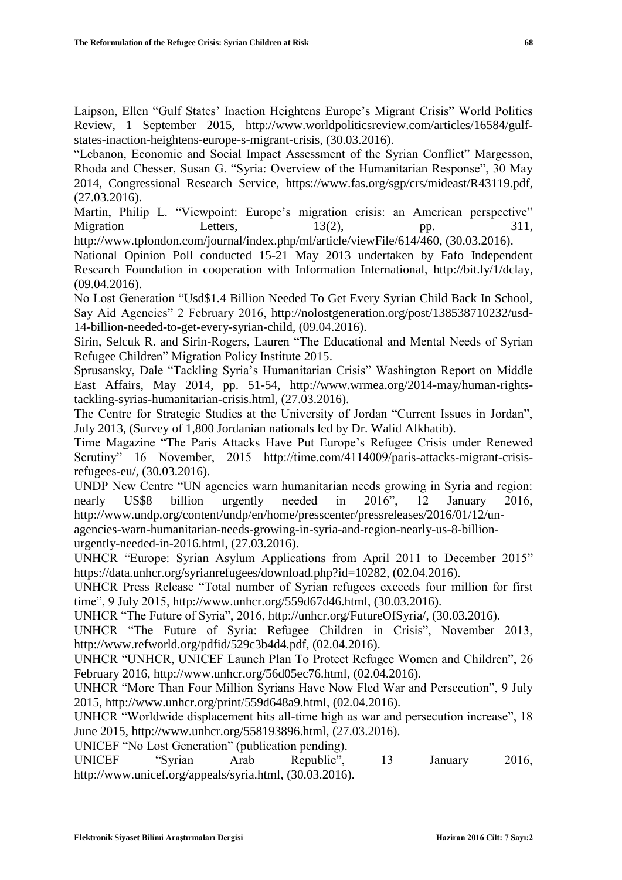Laipson, Ellen "Gulf States' Inaction Heightens Europe's Migrant Crisis" World Politics Review, 1 September 2015, http://www.worldpoliticsreview.com/articles/16584/gulf-states-inaction-heightens-europe-s-migrant-crisis, (30.03.2016).

"Lebanon, Economic and Social Impact Assessment of the Syrian Conflict" Margesson, Rhoda and Chesser, Susan G. "Syria: Overview of the Humanitarian Response", 30 May 2014, Congressional Research Service, https://www.fas.org/sgp/crs/mideast/R43119.pdf, (27.03.2016).

Martin, Philip L. "Viewpoint: Europe's migration crisis: an American perspective" Migration Letters, 13(2), pp. 311, http://www.tplondon.com/journal/index.php/ml/article/viewFile/614/460, (30.03.2016).

National Opinion Poll conducted 15-21 May 2013 undertaken by Fafo Independent Research Foundation in cooperation with Information International, http://bit.ly/1/dclay, (09.04.2016).

No Lost Generation "Usd$1.4 Billion Needed To Get Every Syrian Child Back In School, Say Aid Agencies" 2 February 2016, http://nolostgeneration.org/post/138538710232/usd-14-billion-needed-to-get-every-syrian-child, (09.04.2016).

Sirin, Selcuk R. and Sirin-Rogers, Lauren "The Educational and Mental Needs of Syrian Refugee Children" Migration Policy Institute 2015.

Sprusansky, Dale "Tackling Syria's Humanitarian Crisis" Washington Report on Middle East Affairs, May 2014, pp. 51-54, http://www.wrmea.org/2014-may/human-rights-tackling-syrias-humanitarian-crisis.html, (27.03.2016).

The Centre for Strategic Studies at the University of Jordan "Current Issues in Jordan", July 2013, (Survey of 1,800 Jordanian nationals led by Dr. Walid Alkhatib).

Time Magazine "The Paris Attacks Have Put Europe's Refugee Crisis under Renewed Scrutiny" 16 November, 2015 http://time.com/4114009/paris-attacks-migrant-crisis-refugees-eu/, (30.03.2016).

UNDP New Centre "UN agencies warn humanitarian needs growing in Syria and region: nearly US$8 billion urgently needed in 2016", 12 January 2016, http://www.undp.org/content/undp/en/home/presscenter/pressreleases/2016/01/12/un-agencies-warn-humanitarian-needs-growing-in-syria-and-region-nearly-us-8-billion-urgently-needed-in-2016.html, (27.03.2016).

UNHCR "Europe: Syrian Asylum Applications from April 2011 to December 2015" https://data.unhcr.org/syrianrefugees/download.php?id=10282, (02.04.2016).

UNHCR Press Release "Total number of Syrian refugees exceeds four million for first time", 9 July 2015, http://www.unhcr.org/559d67d46.html, (30.03.2016).

UNHCR "The Future of Syria", 2016, http://unhcr.org/FutureOfSyria/, (30.03.2016).

UNHCR "The Future of Syria: Refugee Children in Crisis", November 2013, http://www.refworld.org/pdfid/529c3b4d4.pdf, (02.04.2016).

UNHCR "UNHCR, UNICEF Launch Plan To Protect Refugee Women and Children", 26 February 2016, http://www.unhcr.org/56d05ec76.html, (02.04.2016).

UNHCR "More Than Four Million Syrians Have Now Fled War and Persecution", 9 July 2015, http://www.unhcr.org/print/559d648a9.html, (02.04.2016).

UNHCR "Worldwide displacement hits all-time high as war and persecution increase", 18 June 2015, http://www.unhcr.org/558193896.html, (27.03.2016).

UNICEF "No Lost Generation" (publication pending).

UNICEF "Syrian Arab Republic", 13 January 2016, http://www.unicef.org/appeals/syria.html, (30.03.2016).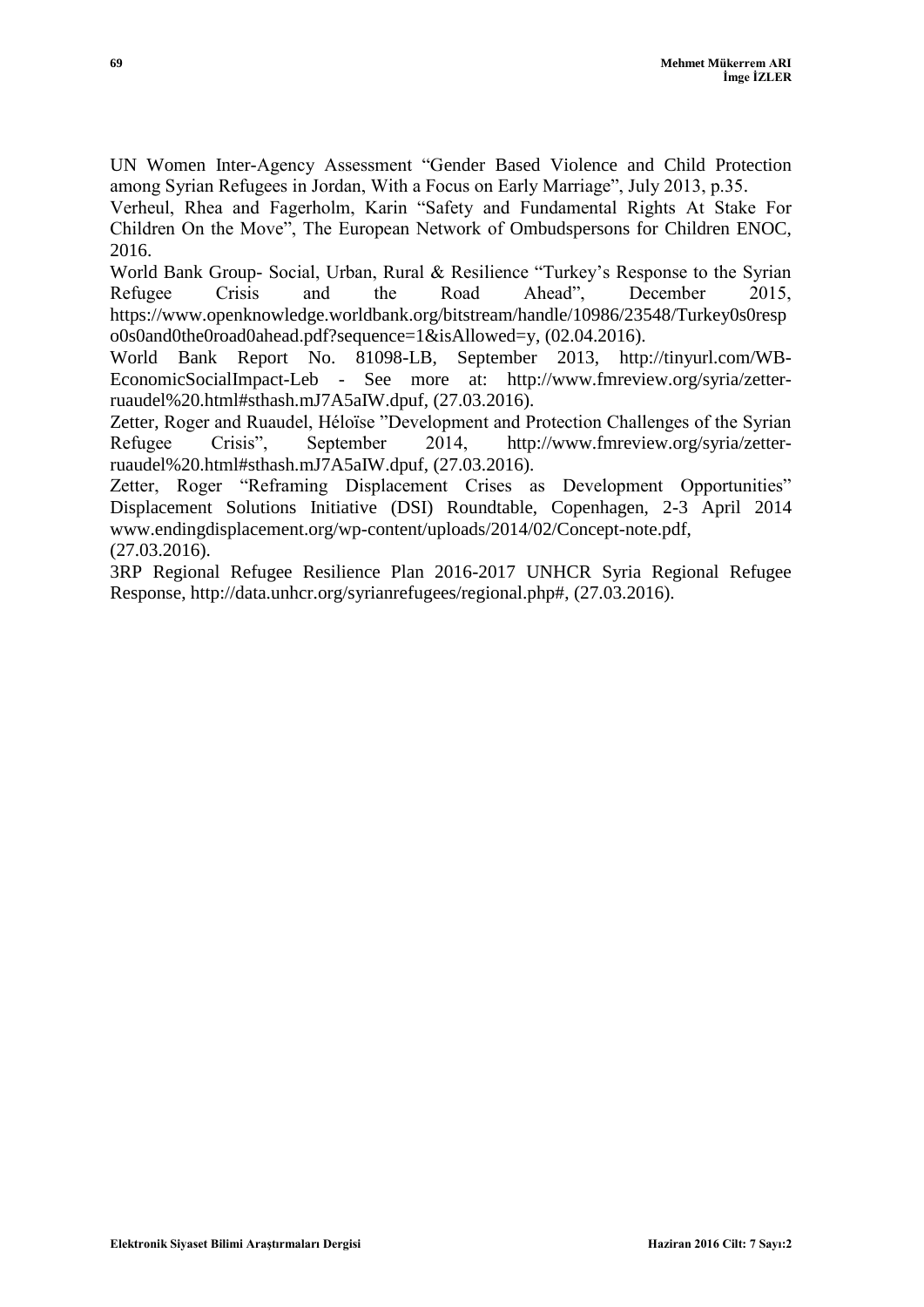UN Women Inter-Agency Assessment "Gender Based Violence and Child Protection among Syrian Refugees in Jordan, With a Focus on Early Marriage", July 2013, p.35.

Verheul, Rhea and Fagerholm, Karin "Safety and Fundamental Rights At Stake For Children On the Move", The European Network of Ombudspersons for Children ENOC, 2016.

World Bank Group- Social, Urban, Rural & Resilience "Turkey's Response to the Syrian Refugee Crisis and the Road Ahead", December 2015, https://www.openknowledge.worldbank.org/bitstream/handle/10986/23548/Turkey0s0response0s0and0the0road0ahead.pdf?sequence=1&isAllowed=y, (02.04.2016).

World Bank Report No. 81098-LB, September 2013, http://tinyurl.com/WB-EconomicSocialImpact-Leb - See more at: http://www.fmreview.org/syria/zetter-ruaudel%20.html#sthash.mJ7A5aIW.dpuf, (27.03.2016).

Zetter, Roger and Ruaudel, Héloïse "Development and Protection Challenges of the Syrian Refugee Crisis", September 2014, http://www.fmreview.org/syria/zetter-ruaudel%20.html#sthash.mJ7A5aIW.dpuf, (27.03.2016).

Zetter, Roger "Reframing Displacement Crises as Development Opportunities" Displacement Solutions Initiative (DSI) Roundtable, Copenhagen, 2-3 April 2014 www.endingdisplacement.org/wp-content/uploads/2014/02/Concept-note.pdf, (27.03.2016).

3RP Regional Refugee Resilience Plan 2016-2017 UNHCR Syria Regional Refugee Response, http://data.unhcr.org/syrianrefugees/regional.php#, (27.03.2016).